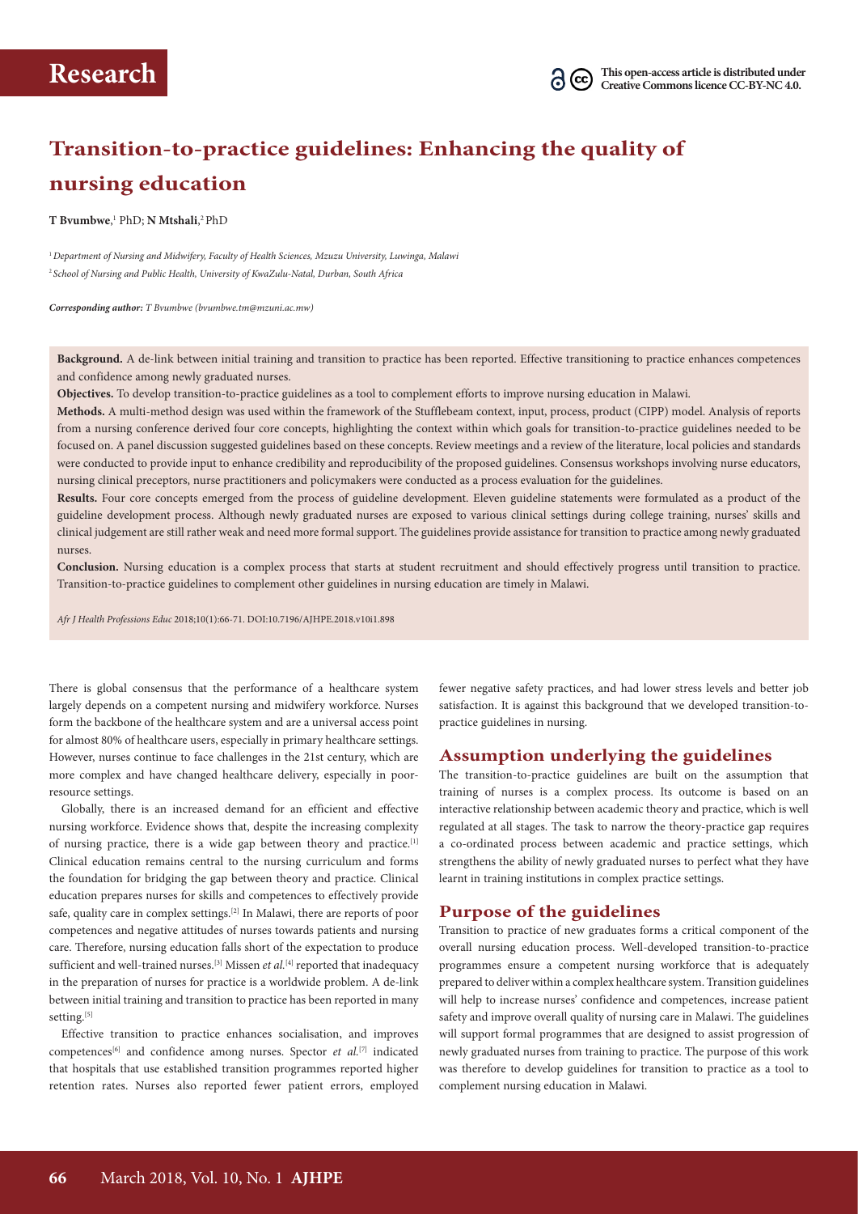# Research

This open-access article is distributed under Creative Commons licence CC-BY-NC 4.0.

# Transition-to-practice guidelines: Enhancing the quality of nursing education

**T Bvumbwe**,[1] PhD; **N Mtshali**,[2] PhD

[1] *Department of Nursing and Midwifery, Faculty of Health Sciences, Mzuzu University, Luwinga, Malawi*
[2] *School of Nursing and Public Health, University of KwaZulu-Natal, Durban, South Africa*

***Corresponding author:** T Bvumbwe (bvumbwe.tm@mzuni.ac.mw)*

**Background.** A de-link between initial training and transition to practice has been reported. Effective transitioning to practice enhances competences and confidence among newly graduated nurses.

**Objectives.** To develop transition-to-practice guidelines as a tool to complement efforts to improve nursing education in Malawi.

**Methods.** A multi-method design was used within the framework of the Stufflebeam context, input, process, product (CIPP) model. Analysis of reports from a nursing conference derived four core concepts, highlighting the context within which goals for transition-to-practice guidelines needed to be focused on. A panel discussion suggested guidelines based on these concepts. Review meetings and a review of the literature, local policies and standards were conducted to provide input to enhance credibility and reproducibility of the proposed guidelines. Consensus workshops involving nurse educators, nursing clinical preceptors, nurse practitioners and policymakers were conducted as a process evaluation for the guidelines.

**Results.** Four core concepts emerged from the process of guideline development. Eleven guideline statements were formulated as a product of the guideline development process. Although newly graduated nurses are exposed to various clinical settings during college training, nurses' skills and clinical judgement are still rather weak and need more formal support. The guidelines provide assistance for transition to practice among newly graduated nurses.

**Conclusion.** Nursing education is a complex process that starts at student recruitment and should effectively progress until transition to practice. Transition-to-practice guidelines to complement other guidelines in nursing education are timely in Malawi.

*Afr J Health Professions Educ* 2018;10(1):66-71. DOI:10.7196/AJHPE.2018.v10i1.898

There is global consensus that the performance of a healthcare system largely depends on a competent nursing and midwifery workforce. Nurses form the backbone of the healthcare system and are a universal access point for almost 80% of healthcare users, especially in primary healthcare settings. However, nurses continue to face challenges in the 21st century, which are more complex and have changed healthcare delivery, especially in poor-resource settings.

Globally, there is an increased demand for an efficient and effective nursing workforce. Evidence shows that, despite the increasing complexity of nursing practice, there is a wide gap between theory and practice.[1] Clinical education remains central to the nursing curriculum and forms the foundation for bridging the gap between theory and practice. Clinical education prepares nurses for skills and competences to effectively provide safe, quality care in complex settings.[2] In Malawi, there are reports of poor competences and negative attitudes of nurses towards patients and nursing care. Therefore, nursing education falls short of the expectation to produce sufficient and well-trained nurses.[3] Missen *et al.*[4] reported that inadequacy in the preparation of nurses for practice is a worldwide problem. A de-link between initial training and transition to practice has been reported in many setting.[5]

Effective transition to practice enhances socialisation, and improves competences[6] and confidence among nurses. Spector *et al.*[7] indicated that hospitals that use established transition programmes reported higher retention rates. Nurses also reported fewer patient errors, employed fewer negative safety practices, and had lower stress levels and better job satisfaction. It is against this background that we developed transition-to-practice guidelines in nursing.

## Assumption underlying the guidelines

The transition-to-practice guidelines are built on the assumption that training of nurses is a complex process. Its outcome is based on an interactive relationship between academic theory and practice, which is well regulated at all stages. The task to narrow the theory-practice gap requires a co-ordinated process between academic and practice settings, which strengthens the ability of newly graduated nurses to perfect what they have learnt in training institutions in complex practice settings.

## Purpose of the guidelines

Transition to practice of new graduates forms a critical component of the overall nursing education process. Well-developed transition-to-practice programmes ensure a competent nursing workforce that is adequately prepared to deliver within a complex healthcare system. Transition guidelines will help to increase nurses' confidence and competences, increase patient safety and improve overall quality of nursing care in Malawi. The guidelines will support formal programmes that are designed to assist progression of newly graduated nurses from training to practice. The purpose of this work was therefore to develop guidelines for transition to practice as a tool to complement nursing education in Malawi.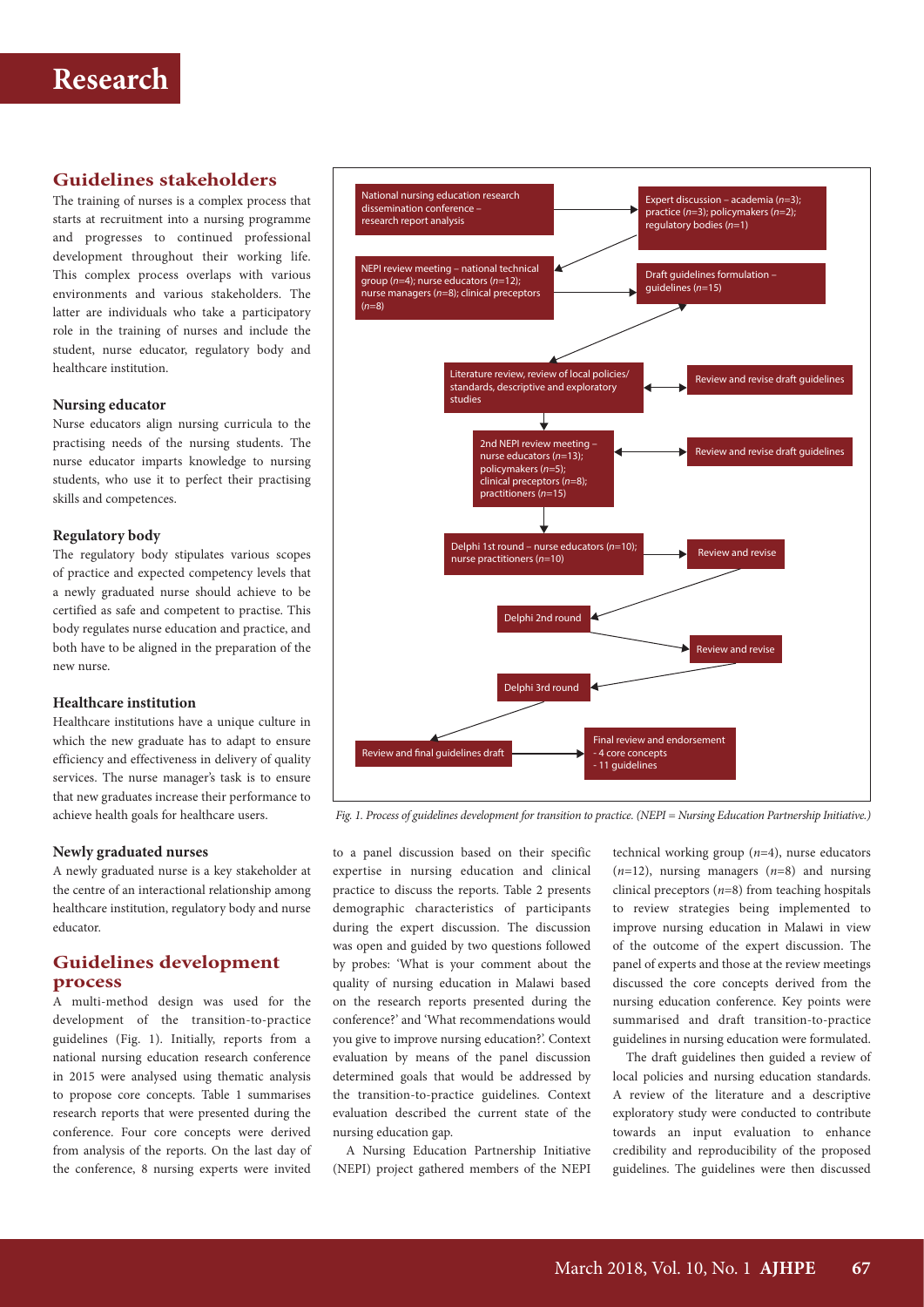## Guidelines stakeholders

The training of nurses is a complex process that starts at recruitment into a nursing programme and progresses to continued professional development throughout their working life. This complex process overlaps with various environments and various stakeholders. The latter are individuals who take a participatory role in the training of nurses and include the student, nurse educator, regulatory body and healthcare institution.

### Nursing educator

Nurse educators align nursing curricula to the practising needs of the nursing students. The nurse educator imparts knowledge to nursing students, who use it to perfect their practising skills and competences.

### Regulatory body

The regulatory body stipulates various scopes of practice and expected competency levels that a newly graduated nurse should achieve to be certified as safe and competent to practise. This body regulates nurse education and practice, and both have to be aligned in the preparation of the new nurse.

### Healthcare institution

Healthcare institutions have a unique culture in which the new graduate has to adapt to ensure efficiency and effectiveness in delivery of quality services. The nurse manager's task is to ensure that new graduates increase their performance to achieve health goals for healthcare users.

### Newly graduated nurses

A newly graduated nurse is a key stakeholder at the centre of an interactional relationship among healthcare institution, regulatory body and nurse educator.

## Guidelines development process

A multi-method design was used for the development of the transition-to-practice guidelines (Fig. 1). Initially, reports from a national nursing education research conference in 2015 were analysed using thematic analysis to propose core concepts. Table 1 summarises research reports that were presented during the conference. Four core concepts were derived from analysis of the reports. On the last day of the conference, 8 nursing experts were invited to a panel discussion based on their specific expertise in nursing education and clinical practice to discuss the reports. Table 2 presents demographic characteristics of participants during the expert discussion. The discussion was open and guided by two questions followed by probes: 'What is your comment about the quality of nursing education in Malawi based on the research reports presented during the conference?' and 'What recommendations would you give to improve nursing education?'. Context evaluation by means of the panel discussion determined goals that would be addressed by the transition-to-practice guidelines. Context evaluation described the current state of the nursing education gap.

A Nursing Education Partnership Initiative (NEPI) project gathered members of the NEPI technical working group ($n$=4), nurse educators ($n$=12), nursing managers ($n$=8) and nursing clinical preceptors ($n$=8) from teaching hospitals to review strategies being implemented to improve nursing education in Malawi in view of the outcome of the expert discussion. The panel of experts and those at the review meetings discussed the core concepts derived from the nursing education conference. Key points were summarised and draft transition-to-practice guidelines in nursing education were formulated.

The draft guidelines then guided a review of local policies and nursing education standards. A review of the literature and a descriptive exploratory study were conducted to contribute towards an input evaluation to enhance credibility and reproducibility of the proposed guidelines. The guidelines were then discussed

- National nursing education research dissemination conference – research report analysis
- Expert discussion – academia ($n$=3); practice ($n$=3); policymakers ($n$=2); regulatory bodies ($n$=1)
- NEPI review meeting – national technical group ($n$=4); nurse educators ($n$=12); nurse managers ($n$=8); clinical preceptors ($n$=8)
- Draft guidelines formulation – guidelines ($n$=15)
- Literature review, review of local policies/standards, descriptive and exploratory studies ↔ Review and revise draft guidelines
- 2nd NEPI review meeting – nurse educators ($n$=13); policymakers ($n$=5); clinical preceptors ($n$=8); practitioners ($n$=15) ↔ Review and revise draft guidelines
- Delphi 1st round – nurse educators ($n$=10); nurse practitioners ($n$=10) → Review and revise
- Delphi 2nd round → Review and revise
- Delphi 3rd round
- Review and final guidelines draft
- Final review and endorsement
  - 4 core concepts
  - 11 guidelines

*Fig. 1. Process of guidelines development for transition to practice. (NEPI = Nursing Education Partnership Initiative.)*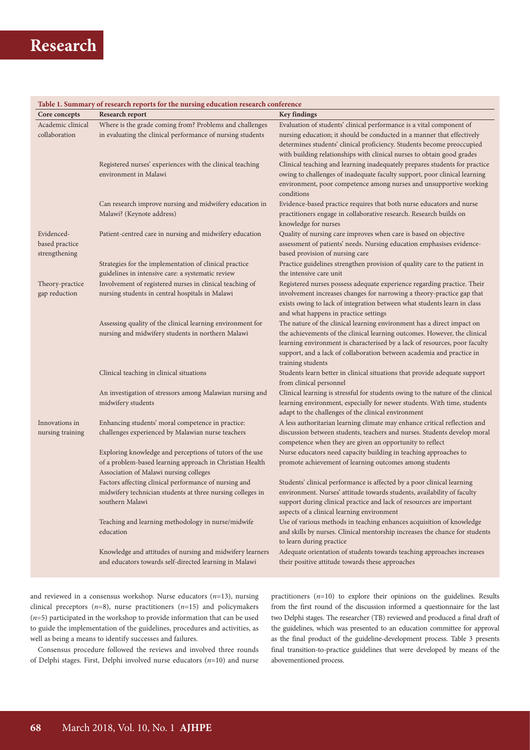**Table 1. Summary of research reports for the nursing education research conference**

| Core concepts | Research report | Key findings |
|---|---|---|
| Academic clinical collaboration | Where is the grade coming from? Problems and challenges in evaluating the clinical performance of nursing students | Evaluation of students' clinical performance is a vital component of nursing education; it should be conducted in a manner that effectively determines students' clinical proficiency. Students become preoccupied with building relationships with clinical nurses to obtain good grades |
| | Registered nurses' experiences with the clinical teaching environment in Malawi | Clinical teaching and learning inadequately prepares students for practice owing to challenges of inadequate faculty support, poor clinical learning environment, poor competence among nurses and unsupportive working conditions |
| | Can research improve nursing and midwifery education in Malawi? (Keynote address) | Evidence-based practice requires that both nurse educators and nurse practitioners engage in collaborative research. Research builds on knowledge for nurses |
| Evidenced-based practice strengthening | Patient-centred care in nursing and midwifery education | Quality of nursing care improves when care is based on objective assessment of patients' needs. Nursing education emphasises evidence-based provision of nursing care |
| | Strategies for the implementation of clinical practice guidelines in intensive care: a systematic review | Practice guidelines strengthen provision of quality care to the patient in the intensive care unit |
| Theory-practice gap reduction | Involvement of registered nurses in clinical teaching of nursing students in central hospitals in Malawi | Registered nurses possess adequate experience regarding practice. Their involvement increases changes for narrowing a theory-practice gap that exists owing to lack of integration between what students learn in class and what happens in practice settings |
| | Assessing quality of the clinical learning environment for nursing and midwifery students in northern Malawi | The nature of the clinical learning environment has a direct impact on the achievements of the clinical learning outcomes. However, the clinical learning environment is characterised by a lack of resources, poor faculty support, and a lack of collaboration between academia and practice in training students |
| | Clinical teaching in clinical situations | Students learn better in clinical situations that provide adequate support from clinical personnel |
| | An investigation of stressors among Malawian nursing and midwifery students | Clinical learning is stressful for students owing to the nature of the clinical learning environment, especially for newer students. With time, students adapt to the challenges of the clinical environment |
| Innovations in nursing training | Enhancing students' moral competence in practice: challenges experienced by Malawian nurse teachers | A less authoritarian learning climate may enhance critical reflection and discussion between students, teachers and nurses. Students develop moral competence when they are given an opportunity to reflect |
| | Exploring knowledge and perceptions of tutors of the use of a problem-based learning approach in Christian Health Association of Malawi nursing colleges | Nurse educators need capacity building in teaching approaches to promote achievement of learning outcomes among students |
| | Factors affecting clinical performance of nursing and midwifery technician students at three nursing colleges in southern Malawi | Students' clinical performance is affected by a poor clinical learning environment. Nurses' attitude towards students, availability of faculty support during clinical practice and lack of resources are important aspects of a clinical learning environment |
| | Teaching and learning methodology in nurse/midwife education | Use of various methods in teaching enhances acquisition of knowledge and skills by nurses. Clinical mentorship increases the chance for students to learn during practice |
| | Knowledge and attitudes of nursing and midwifery learners and educators towards self-directed learning in Malawi | Adequate orientation of students towards teaching approaches increases their positive attitude towards these approaches |

and reviewed in a consensus workshop. Nurse educators (*n*=13), nursing clinical preceptors (*n*=8), nurse practitioners (*n*=15) and policymakers (*n*=5) participated in the workshop to provide information that can be used to guide the implementation of the guidelines, procedures and activities, as well as being a means to identify successes and failures.

Consensus procedure followed the reviews and involved three rounds of Delphi stages. First, Delphi involved nurse educators (*n*=10) and nurse practitioners (*n*=10) to explore their opinions on the guidelines. Results from the first round of the discussion informed a questionnaire for the last two Delphi stages. The researcher (TB) reviewed and produced a final draft of the guidelines, which was presented to an education committee for approval as the final product of the guideline-development process. Table 3 presents final transition-to-practice guidelines that were developed by means of the abovementioned process.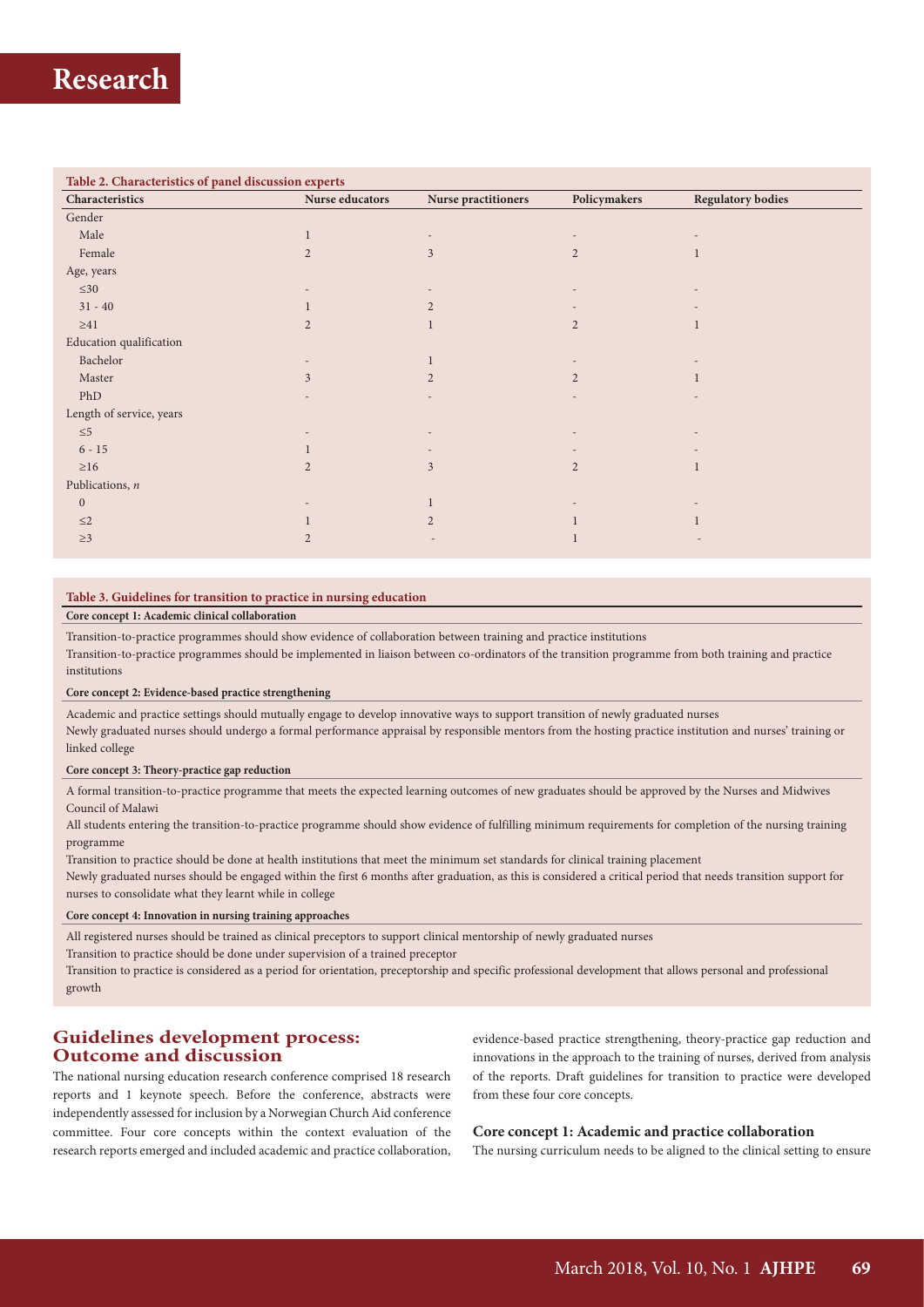**Table 2. Characteristics of panel discussion experts**

| Characteristics | Nurse educators | Nurse practitioners | Policymakers | Regulatory bodies |
|---|---|---|---|---|
| Gender | | | | |
| Male | 1 | - | - | - |
| Female | 2 | 3 | 2 | 1 |
| Age, years | | | | |
| ≤30 | - | - | - | - |
| 31 - 40 | 1 | 2 | - | - |
| ≥41 | 2 | 1 | 2 | 1 |
| Education qualification | | | | |
| Bachelor | - | 1 | - | - |
| Master | 3 | 2 | 2 | 1 |
| PhD | - | - | - | - |
| Length of service, years | | | | |
| ≤5 | - | - | - | - |
| 6 - 15 | 1 | - | - | - |
| ≥16 | 2 | 3 | 2 | 1 |
| Publications, *n* | | | | |
| 0 | - | 1 | - | - |
| ≤2 | 1 | 2 | 1 | 1 |
| ≥3 | 2 | - | 1 | - |

**Table 3. Guidelines for transition to practice in nursing education**

**Core concept 1: Academic clinical collaboration**

Transition-to-practice programmes should show evidence of collaboration between training and practice institutions

Transition-to-practice programmes should be implemented in liaison between co-ordinators of the transition programme from both training and practice institutions

**Core concept 2: Evidence-based practice strengthening**

Academic and practice settings should mutually engage to develop innovative ways to support transition of newly graduated nurses

Newly graduated nurses should undergo a formal performance appraisal by responsible mentors from the hosting practice institution and nurses' training or linked college

**Core concept 3: Theory-practice gap reduction**

A formal transition-to-practice programme that meets the expected learning outcomes of new graduates should be approved by the Nurses and Midwives Council of Malawi

All students entering the transition-to-practice programme should show evidence of fulfilling minimum requirements for completion of the nursing training programme

Transition to practice should be done at health institutions that meet the minimum set standards for clinical training placement

Newly graduated nurses should be engaged within the first 6 months after graduation, as this is considered a critical period that needs transition support for nurses to consolidate what they learnt while in college

**Core concept 4: Innovation in nursing training approaches**

All registered nurses should be trained as clinical preceptors to support clinical mentorship of newly graduated nurses

Transition to practice should be done under supervision of a trained preceptor

Transition to practice is considered as a period for orientation, preceptorship and specific professional development that allows personal and professional growth

## Guidelines development process: Outcome and discussion

The national nursing education research conference comprised 18 research reports and 1 keynote speech. Before the conference, abstracts were independently assessed for inclusion by a Norwegian Church Aid conference committee. Four core concepts within the context evaluation of the research reports emerged and included academic and practice collaboration, evidence-based practice strengthening, theory-practice gap reduction and innovations in the approach to the training of nurses, derived from analysis of the reports. Draft guidelines for transition to practice were developed from these four core concepts.

### Core concept 1: Academic and practice collaboration

The nursing curriculum needs to be aligned to the clinical setting to ensure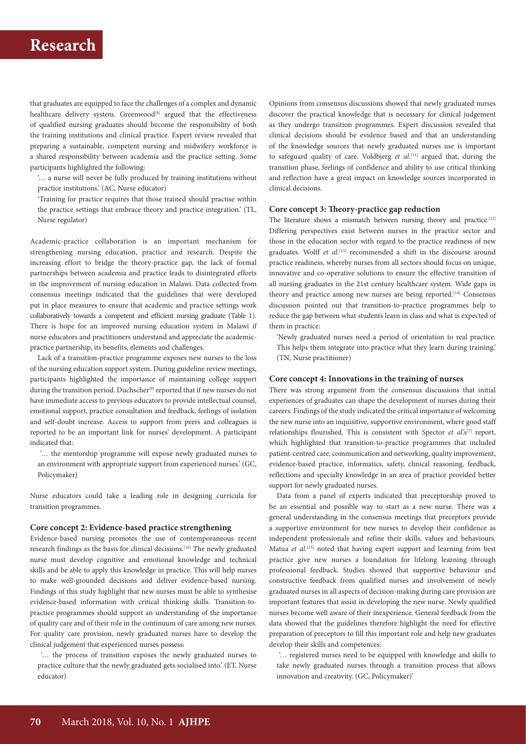that graduates are equipped to face the challenges of a complex and dynamic healthcare delivery system. Greenwood[8] argued that the effectiveness of qualified nursing graduates should become the responsibility of both the training institutions and clinical practice. Expert review revealed that preparing a sustainable, competent nursing and midwifery workforce is a shared responsibility between academia and the practice setting. Some participants highlighted the following:

'… a nurse will never be fully produced by training institutions without practice institutions.' (AC, Nurse educator)

'Training for practice requires that those trained should practise within the practice settings that embrace theory and practice integration.' (TL, Nurse regulator)

Academic-practice collaboration is an important mechanism for strengthening nursing education, practice and research. Despite the increasing effort to bridge the theory-practice gap, the lack of formal partnerships between academia and practice leads to disintegrated efforts in the improvement of nursing education in Malawi. Data collected from consensus meetings indicated that the guidelines that were developed put in place measures to ensure that academic and practice settings work collaboratively towards a competent and efficient nursing graduate (Table 1). There is hope for an improved nursing education system in Malawi if nurse educators and practitioners understand and appreciate the academic-practice partnership, its benefits, elements and challenges.

Lack of a transition-practice programme exposes new nurses to the loss of the nursing education support system. During guideline review meetings, participants highlighted the importance of maintaining college support during the transition period. Duchscher[9] reported that if new nurses do not have immediate access to previous educators to provide intellectual counsel, emotional support, practice consultation and feedback, feelings of isolation and self-doubt increase. Access to support from peers and colleagues is reported to be an important link for nurses' development. A participant indicated that:

'… the mentorship programme will expose newly graduated nurses to an environment with appropriate support from experienced nurses.' (GC, Policymaker)

Nurse educators could take a leading role in designing curricula for transition programmes.

### Core concept 2: Evidence-based practice strengthening

Evidence-based nursing promotes the use of contemporaneous recent research findings as the basis for clinical decisions.[10] The newly graduated nurse must develop cognitive and emotional knowledge and technical skills and be able to apply this knowledge in practice. This will help nurses to make well-grounded decisions and deliver evidence-based nursing. Findings of this study highlight that new nurses must be able to synthesise evidence-based information with critical thinking skills. Transition-to-practice programmes should support an understanding of the importance of quality care and of their role in the continuum of care among new nurses. For quality care provision, newly graduated nurses have to develop the clinical judgement that experienced nurses possess:

'… the process of transition exposes the newly graduated nurses to practice culture that the newly graduated gets socialised into.' (ET, Nurse educator)

Opinions from consensus discussions showed that newly graduated nurses discover the practical knowledge that is necessary for clinical judgement as they undergo transition programmes. Expert discussion revealed that clinical decisions should be evidence based and that an understanding of the knowledge sources that newly graduated nurses use is important to safeguard quality of care. Voldbjerg *et al.*[11] argued that, during the transition phase, feelings of confidence and ability to use critical thinking and reflection have a great impact on knowledge sources incorporated in clinical decisions.

### Core concept 3: Theory-practice gap reduction

The literature shows a mismatch between nursing theory and practice.[12] Differing perspectives exist between nurses in the practice sector and those in the education sector with regard to the practice readiness of new graduates. Wolff *et al.*[13] recommended a shift in the discourse around practice readiness, whereby nurses from all sectors should focus on unique, innovative and co-operative solutions to ensure the effective transition of all nursing graduates in the 21st century healthcare system. Wide gaps in theory and practice among new nurses are being reported.[14] Consensus discussion pointed out that transition-to-practice programmes help to reduce the gap between what students learn in class and what is expected of them in practice:

'Newly graduated nurses need a period of orientation to real practice. This helps them integrate into practice what they learn during training.' (TN, Nurse practitioner)

### Core concept 4: Innovations in the training of nurses

There was strong argument from the consensus discussions that initial experiences of graduates can shape the development of nurses during their careers. Findings of the study indicated the critical importance of welcoming the new nurse into an inquisitive, supportive environment, where good staff relationships flourished. This is consistent with Spector *et al.*'s[7] report, which highlighted that transition-to-practice programmes that included patient-centred care, communication and networking, quality improvement, evidence-based practice, informatics, safety, clinical reasoning, feedback, reflections and specialty knowledge in an area of practice provided better support for newly graduated nurses.

Data from a panel of experts indicated that preceptorship proved to be an essential and possible way to start as a new nurse. There was a general understanding in the consensus meetings that preceptors provide a supportive environment for new nurses to develop their confidence as independent professionals and refine their skills, values and behaviours. Matua *et al.*[15] noted that having expert support and learning from best practice give new nurses a foundation for lifelong learning through professional feedback. Studies showed that supportive behaviour and constructive feedback from qualified nurses and involvement of newly graduated nurses in all aspects of decision-making during care provision are important features that assist in developing the new nurse. Newly qualified nurses become well aware of their inexperience. General feedback from the data showed that the guidelines therefore highlight the need for effective preparation of preceptors to fill this important role and help new graduates develop their skills and competences:

'… registered nurses need to be equipped with knowledge and skills to take newly graduated nurses through a transition process that allows innovation and creativity. (GC, Policymaker)'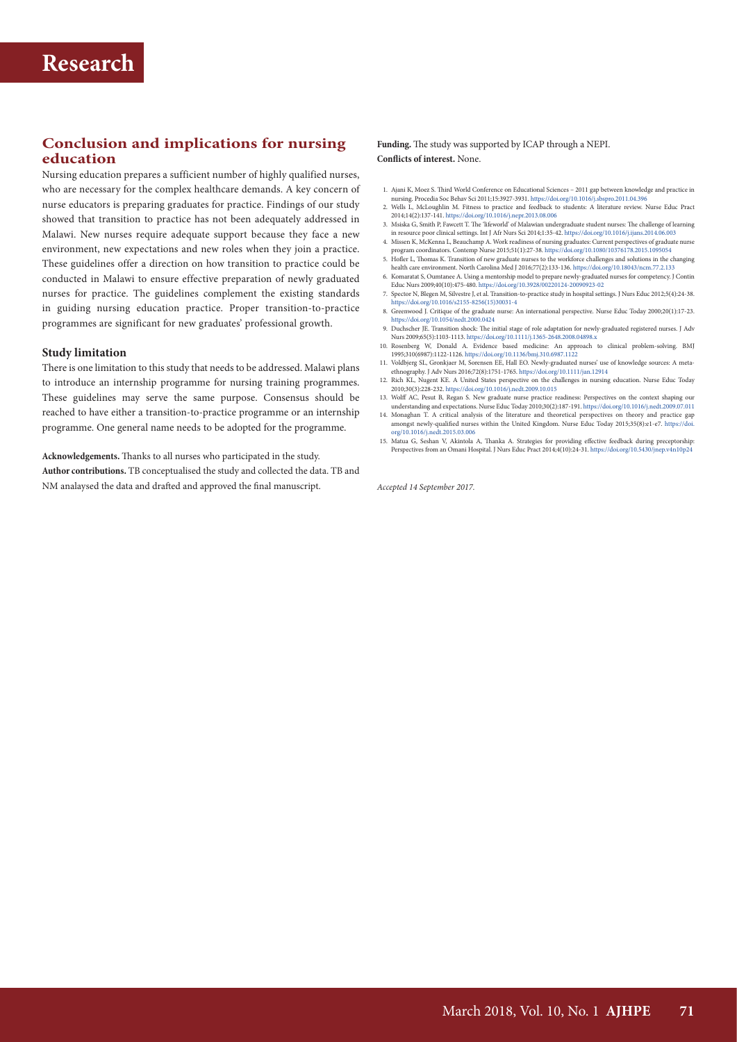## Conclusion and implications for nursing education

Nursing education prepares a sufficient number of highly qualified nurses, who are necessary for the complex healthcare demands. A key concern of nurse educators is preparing graduates for practice. Findings of our study showed that transition to practice has not been adequately addressed in Malawi. New nurses require adequate support because they face a new environment, new expectations and new roles when they join a practice. These guidelines offer a direction on how transition to practice could be conducted in Malawi to ensure effective preparation of newly graduated nurses for practice. The guidelines complement the existing standards in guiding nursing education practice. Proper transition-to-practice programmes are significant for new graduates' professional growth.

### Study limitation

There is one limitation to this study that needs to be addressed. Malawi plans to introduce an internship programme for nursing training programmes. These guidelines may serve the same purpose. Consensus should be reached to have either a transition-to-practice programme or an internship programme. One general name needs to be adopted for the programme.

**Acknowledgements.** Thanks to all nurses who participated in the study.

**Author contributions.** TB conceptualised the study and collected the data. TB and NM analaysed the data and drafted and approved the final manuscript.

**Funding.** The study was supported by ICAP through a NEPI.

**Conflicts of interest.** None.

1. Ajani K, Moez S. Third World Conference on Educational Sciences – 2011 gap between knowledge and practice in nursing. Procedia Soc Behav Sci 2011;15:3927-3931. https://doi.org/10.1016/j.sbspro.2011.04.396
2. Wells L, McLoughlin M. Fitness to practice and feedback to students: A literature review. Nurse Educ Pract 2014;14(2):137-141. https://doi.org/10.1016/j.nepr.2013.08.006
3. Msiska G, Smith P, Fawcett T. The 'lifeworld' of Malawian undergraduate student nurses: The challenge of learning in resource poor clinical settings. Int J Afr Nurs Sci 2014;1:35-42. https://doi.org/10.1016/j.ijans.2014.06.003
4. Missen K, McKenna L, Beauchamp A. Work readiness of nursing graduates: Current perspectives of graduate nurse program coordinators. Contemp Nurse 2015;51(1):27-38. https://doi.org/10.1080/10376178.2015.1095054
5. Hofler L, Thomas K. Transition of new graduate nurses to the workforce challenges and solutions in the changing health care environment. North Carolina Med J 2016;77(2):133-136. https://doi.org/10.18043/ncm.77.2.133
6. Komaratat S, Oumtanee A. Using a mentorship model to prepare newly-graduated nurses for competency. J Contin Educ Nurs 2009;40(10):475-480. https://doi.org/10.3928/00220124-20090923-02
7. Spector N, Blegen M, Silvestre J, et al. Transition-to-practice study in hospital settings. J Nurs Educ 2012;5(4):24-38. https://doi.org/10.1016/s2155-8256(15)30031-4
8. Greenwood J. Critique of the graduate nurse: An international perspective. Nurse Educ Today 2000;20(1):17-23. https://doi.org/10.1054/nedt.2000.0424
9. Duchscher JE. Transition shock: The initial stage of role adaptation for newly-graduated registered nurses. J Adv Nurs 2009;65(5):1103-1113. https://doi.org/10.1111/j.1365-2648.2008.04898.x
10. Rosenberg W, Donald A. Evidence based medicine: An approach to clinical problem-solving. BMJ 1995;310(6987):1122-1126. https://doi.org/10.1136/bmj.310.6987.1122
11. Voldbjerg SL, Gronkjaer M, Sorensen EE, Hall EO. Newly-graduated nurses' use of knowledge sources: A meta-ethnography. J Adv Nurs 2016;72(8):1751-1765. https://doi.org/10.1111/jan.12914
12. Rich KL, Nugent KE. A United States perspective on the challenges in nursing education. Nurse Educ Today 2010;30(3):228-232. https://doi.org/10.1016/j.nedt.2009.10.015
13. Wolff AC, Pesut B, Regan S. New graduate nurse practice readiness: Perspectives on the context shaping our understanding and expectations. Nurse Educ Today 2010;30(2):187-191. https://doi.org/10.1016/j.nedt.2009.07.011
14. Monaghan T. A critical analysis of the literature and theoretical perspectives on theory and practice gap amongst newly-qualified nurses within the United Kingdom. Nurse Educ Today 2015;35(8):e1-e7. https://doi.org/10.1016/j.nedt.2015.03.006
15. Matua G, Seshan V, Akintola A, Thanka A. Strategies for providing effective feedback during preceptorship: Perspectives from an Omani Hospital. J Nurs Educ Pract 2014;4(10):24-31. https://doi.org/10.5430/jnep.v4n10p24

*Accepted 14 September 2017.*